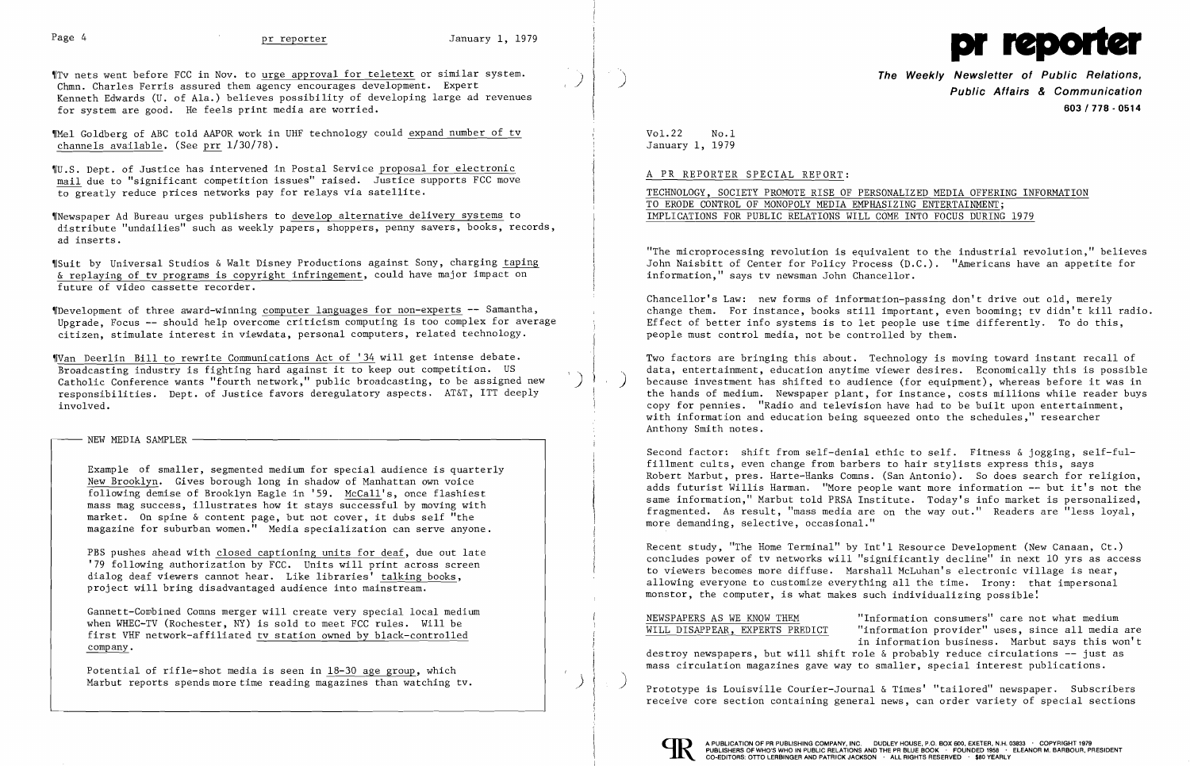¶Tv nets went before FCC in Nov. to urge approval for teletext or similar system. Chmn. Charles Ferris assured them agency encourages development. Expert Kenneth Edwards (U. of Ala.) believes possibility of developing large ad revenues for system are good. He feels print media are worried.

¶Mel Goldberg of ABC told AAPOR work in UHF technology could expand number of tv channels available. (See prr 1/30/78).

¶U.S. Dept. of Justice has intervened in Postal Service proposal for electronic mail due to "significant competition issues" raised. Justice supports FCC move to greatly reduce prices networks pay for relays via satellite.

¶Newspaper Ad Bureau urges publishers to develop alternative delivery systems to distribute "undailies" such as weekly papers, shoppers, penny savers, books, records, ad inserts.

¶Suit by Universal Studios & Walt Disney Productions against Sony, charging taping & replaying of tv programs is copyright infringement, could have major impact on future of video cassette recorder.

¶Development of three award-winning computer languages for non-experts -- Samantha, Upgrade, Focus -- should help overcome criticism computing is too complex for average citizen, stimulate interest in viewdata, personal computers, related technology.

¶Van Deerlin Bill to rewrite Communications Act of '34 will get intense debate. Broadcasting industry is fighting hard against it to keep out competition. US Catholic Conference wants "fourth network," public broadcasting, to be assigned new responsibilities. Dept. of Justice favors deregulatory aspects. AT&T, ITT deeply involved.

## NEW MEDIA SAMPLER

Example of smaller, segmented medium for special audience is quarterly New Brooklyn. Gives borough long in shadow of Manhattan own voice following demise of Brooklyn Eagle in '59. McCall's, once flashiest mass mag success, illustrates how it stays successful by moving with market. On spine & content page, but not cover, it dubs self "the magazine for suburban women." Media specialization can serve anyone.

PBS pushes ahead with closed captioning units for deaf, due out late '79 following authorization by FCC. Units will print across screen dialog deaf viewers cannot hear. Like libraries' talking books, project will bring disadvantaged audience into mainstream.

Gannett-Combined Comns merger will create very special local medium when WHEC-TV (Rochester, NY) is sold to meet FCC rules. Will be first VHF network-affiliated tv station owned by black-controlled company.

Potential of rifle-shot media is seen in 18-30 age group, which Marbut reports spends more time reading magazines than watching tv.

# pr reporter

**The Weekly Newsletter of Public Relations, Public Affairs & Communication**
**603 / 778 - 0514**

Vol.22 No.1
January 1, 1979

A PR REPORTER SPECIAL REPORT:

## TECHNOLOGY, SOCIETY PROMOTE RISE OF PERSONALIZED MEDIA OFFERING INFORMATION TO ERODE CONTROL OF MONOPOLY MEDIA EMPHASIZING ENTERTAINMENT; IMPLICATIONS FOR PUBLIC RELATIONS WILL COME INTO FOCUS DURING 1979

"The microprocessing revolution is equivalent to the industrial revolution," believes John Naisbitt of Center for Policy Process (D.C.). "Americans have an appetite for information," says tv newsman John Chancellor.

Chancellor's Law: new forms of information-passing don't drive out old, merely change them. For instance, books still important, even booming; tv didn't kill radio. Effect of better info systems is to let people use time differently. To do this, people must control media, not be controlled by them.

Two factors are bringing this about. Technology is moving toward instant recall of data, entertainment, education anytime viewer desires. Economically this is possible because investment has shifted to audience (for equipment), whereas before it was in the hands of medium. Newspaper plant, for instance, costs millions while reader buys copy for pennies. "Radio and television have had to be built upon entertainment, with information and education being squeezed onto the schedules," researcher Anthony Smith notes.

Second factor: shift from self-denial ethic to self. Fitness & jogging, self-fulfillment cults, even change from barbers to hair stylists express this, says Robert Marbut, pres. Harte-Hanks Comns. (San Antonio). So does search for religion, adds futurist Willis Harman. "More people want more information -- but it's not the same information," Marbut told PRSA Institute. Today's info market is personalized, fragmented. As result, "mass media are on the way out." Readers are "less loyal, more demanding, selective, occasional."

Recent study, "The Home Terminal" by Int'l Resource Development (New Canaan, Ct.) concludes power of tv networks will "significantly decline" in next 10 yrs as access to viewers becomes more diffuse. Marshall McLuhan's electronic village is near, allowing everyone to customize everything all the time. Irony: that impersonal monstor, the computer, is what makes such individualizing possible!

**NEWSPAPERS AS WE KNOW THEM WILL DISAPPEAR, EXPERTS PREDICT** "Information consumers" care not what medium "information provider" uses, since all media are in information business. Marbut says this won't destroy newspapers, but will shift role & probably reduce circulations -- just as mass circulation magazines gave way to smaller, special interest publications.

Prototype is Louisville Courier-Journal & Times' "tailored" newspaper. Subscribers receive core section containing general news, can order variety of special sections

A PUBLICATION OF PR PUBLISHING COMPANY, INC. DUDLEY HOUSE, P.O. BOX 600, EXETER, N.H. 03833 · COPYRIGHT 1979 PUBLISHERS OF WHO'S WHO IN PUBLIC RELATIONS AND THE PR BLUE BOOK · FOUNDED 1958 · ELEANOR M. BARBOUR, PRESIDENT CO-EDITORS: OTTO LERBINGER AND PATRICK JACKSON · ALL RIGHTS RESERVED · $80 YEARLY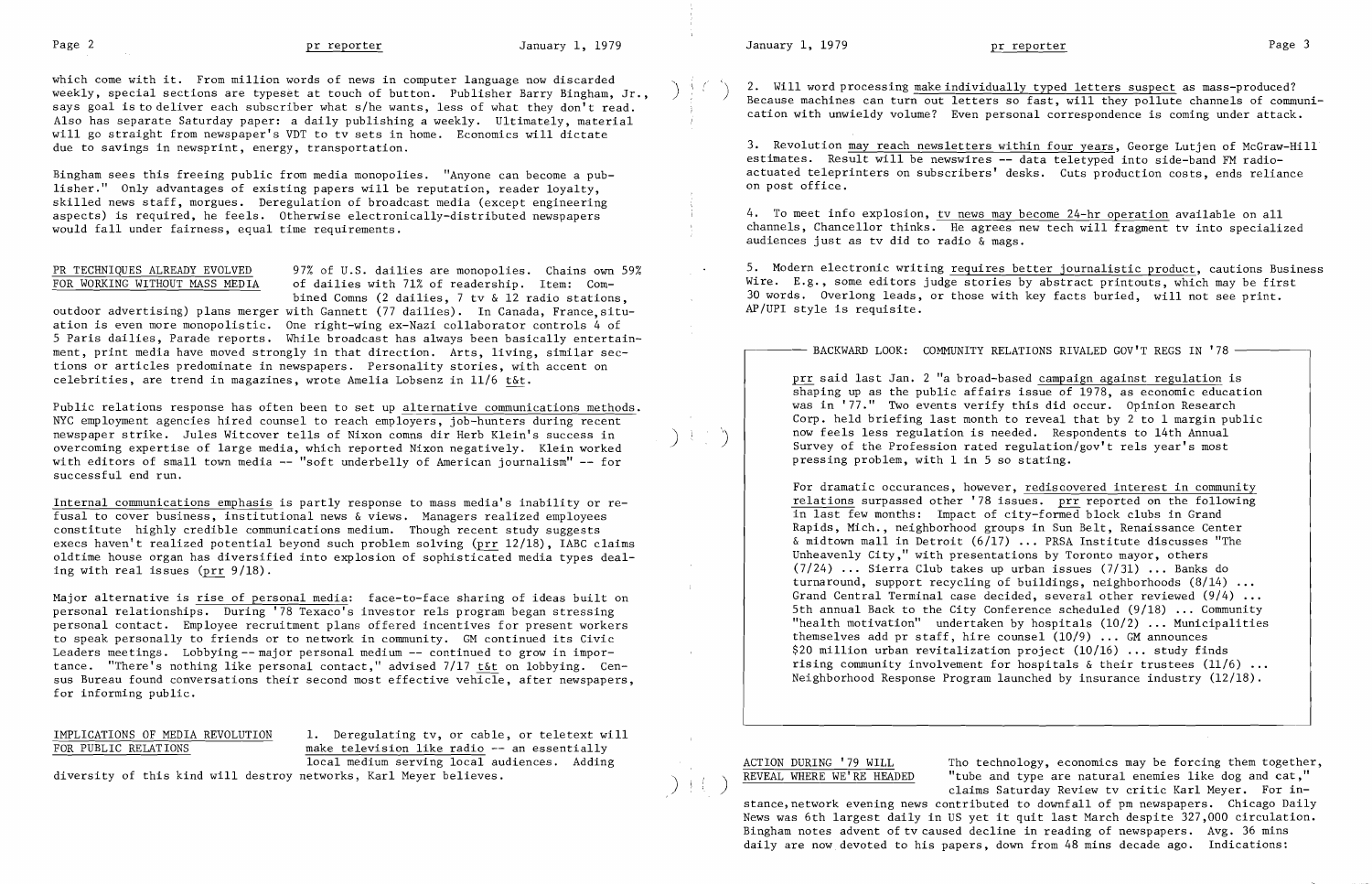which come with it. From million words of news in computer language now discarded weekly, special sections are typeset at touch of button. Publisher Barry Bingham, Jr., says goal is to deliver each subscriber what s/he wants, less of what they don't read. Also has separate Saturday paper: a daily publishing a weekly. Ultimately, material will go straight from newspaper's VDT to tv sets in home. Economics will dictate due to savings in newsprint, energy, transportation.

Bingham sees this freeing public from media monopolies. "Anyone can become a publisher." Only advantages of existing papers will be reputation, reader loyalty, skilled news staff, morgues. Deregulation of broadcast media (except engineering aspects) is required, he feels. Otherwise electronically-distributed newspapers would fall under fairness, equal time requirements.

## PR TECHNIQUES ALREADY EVOLVED FOR WORKING WITHOUT MASS MEDIA

97% of U.S. dailies are monopolies. Chains own 59% of dailies with 71% of readership. Item: Combined Comns (2 dailies, 7 tv & 12 radio stations, outdoor advertising) plans merger with Gannett (77 dailies). In Canada, France, situation is even more monopolistic. One right-wing ex-Nazi collaborator controls 4 of 5 Paris dailies, Parade reports. While broadcast has always been basically entertainment, print media have moved strongly in that direction. Arts, living, similar sections or articles predominate in newspapers. Personality stories, with accent on celebrities, are trend in magazines, wrote Amelia Lobsenz in 11/6 t&t.

Public relations response has often been to set up alternative communications methods. NYC employment agencies hired counsel to reach employers, job-hunters during recent newspaper strike. Jules Witcover tells of Nixon comns dir Herb Klein's success in overcoming expertise of large media, which reported Nixon negatively. Klein worked with editors of small town media -- "soft underbelly of American journalism" -- for successful end run.

Internal communications emphasis is partly response to mass media's inability or refusal to cover business, institutional news & views. Managers realized employees constitute highly credible communications medium. Though recent study suggests execs haven't realized potential beyond such problem solving (prr 12/18), IABC claims oldtime house organ has diversified into explosion of sophisticated media types dealing with real issues (prr 9/18).

Major alternative is rise of personal media: face-to-face sharing of ideas built on personal relationships. During '78 Texaco's investor rels program began stressing personal contact. Employee recruitment plans offered incentives for present workers to speak personally to friends or to network in community. GM continued its Civic Leaders meetings. Lobbying -- major personal medium -- continued to grow in importance. "There's nothing like personal contact," advised 7/17 t&t on lobbying. Census Bureau found conversations their second most effective vehicle, after newspapers, for informing public.

## IMPLICATIONS OF MEDIA REVOLUTION FOR PUBLIC RELATIONS

1. Deregulating tv, or cable, or teletext will make television like radio -- an essentially local medium serving local audiences. Adding diversity of this kind will destroy networks, Karl Meyer believes.

2. Will word processing make individually typed letters suspect as mass-produced? Because machines can turn out letters so fast, will they pollute channels of communication with unwieldy volume? Even personal correspondence is coming under attack.

3. Revolution may reach newsletters within four years, George Lutjen of McGraw-Hill estimates. Result will be newswires -- data teletyped into side-band FM radio-actuated teleprinters on subscribers' desks. Cuts production costs, ends reliance on post office.

4. To meet info explosion, tv news may become 24-hr operation available on all channels, Chancellor thinks. He agrees new tech will fragment tv into specialized audiences just as tv did to radio & mags.

5. Modern electronic writing requires better journalistic product, cautions Business Wire. E.g., some editors judge stories by abstract printouts, which may be first 30 words. Overlong leads, or those with key facts buried, will not see print. AP/UPI style is requisite.

## BACKWARD LOOK: COMMUNITY RELATIONS RIVALED GOV'T REGS IN '78

prr said last Jan. 2 "a broad-based campaign against regulation is shaping up as the public affairs issue of 1978, as economic education was in '77." Two events verify this did occur. Opinion Research Corp. held briefing last month to reveal that by 2 to 1 margin public now feels less regulation is needed. Respondents to 14th Annual Survey of the Profession rated regulation/gov't rels year's most pressing problem, with 1 in 5 so stating.

For dramatic occurances, however, rediscovered interest in community relations surpassed other '78 issues. prr reported on the following in last few months: Impact of city-formed block clubs in Grand Rapids, Mich., neighborhood groups in Sun Belt, Renaissance Center & midtown mall in Detroit (6/17) ... PRSA Institute discusses "The Unheavenly City," with presentations by Toronto mayor, others (7/24) ... Sierra Club takes up urban issues (7/31) ... Banks do turnaround, support recycling of buildings, neighborhoods (8/14) ... Grand Central Terminal case decided, several other reviewed (9/4) ... 5th annual Back to the City Conference scheduled (9/18) ... Community "health motivation" undertaken by hospitals (10/2) ... Municipalities themselves add pr staff, hire counsel (10/9) ... GM announces $20 million urban revitalization project (10/16) ... study finds rising community involvement for hospitals & their trustees (11/6) ... Neighborhood Response Program launched by insurance industry (12/18).

## ACTION DURING '79 WILL REVEAL WHERE WE'RE HEADED

Tho technology, economics may be forcing them together, "tube and type are natural enemies like dog and cat," claims Saturday Review tv critic Karl Meyer. For instance, network evening news contributed to downfall of pm newspapers. Chicago Daily News was 6th largest daily in US yet it quit last March despite 327,000 circulation. Bingham notes advent of tv caused decline in reading of newspapers. Avg. 36 mins daily are now devoted to his papers, down from 48 mins decade ago. Indications: